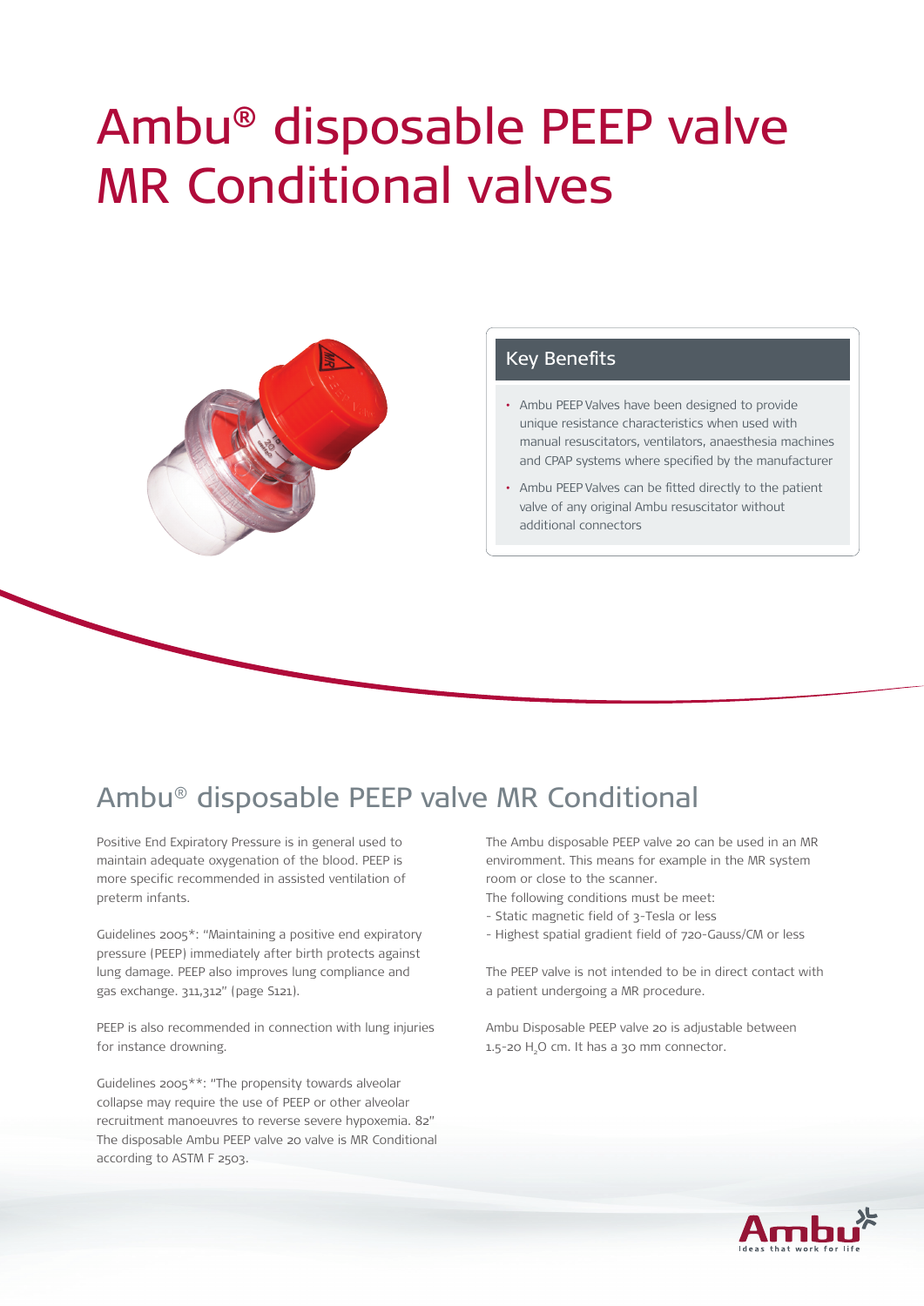# Ambu® disposable PEEP valve MR Conditional valves

## Key Benefits

- Ambu PEEP Valves have been designed to provide unique resistance characteristics when used with manual resuscitators, ventilators, anaesthesia machines and CPAP systems where specified by the manufacturer
- Ambu PEEP Valves can be fitted directly to the patient valve of any original Ambu resuscitator without additional connectors

## Ambu® disposable PEEP valve MR Conditional

Positive End Expiratory Pressure is in general used to maintain adequate oxygenation of the blood. PEEP is more specific recommended in assisted ventilation of preterm infants.

Guidelines 2005*: "Maintaining a positive end expiratory pressure (PEEP) immediately after birth protects against lung damage. PEEP also improves lung compliance and gas exchange. 311,312" (page S121).

PEEP is also recommended in connection with lung injuries for instance drowning.

Guidelines 2005**: "The propensity towards alveolar collapse may require the use of PEEP or other alveolar recruitment manoeuvres to reverse severe hypoxemia. 82" The disposable Ambu PEEP valve 20 valve is MR Conditional according to ASTM F 2503.

The Ambu disposable PEEP valve 20 can be used in an MR environment. This means for example in the MR system room or close to the scanner.
The following conditions must be meet:
- Static magnetic field of 3-Tesla or less
- Highest spatial gradient field of 720-Gauss/CM or less

The PEEP valve is not intended to be in direct contact with a patient undergoing a MR procedure.

Ambu Disposable PEEP valve 20 is adjustable between 1.5-20 $H_2O$ cm. It has a 30 mm connector.

Ambu
Ideas that work for life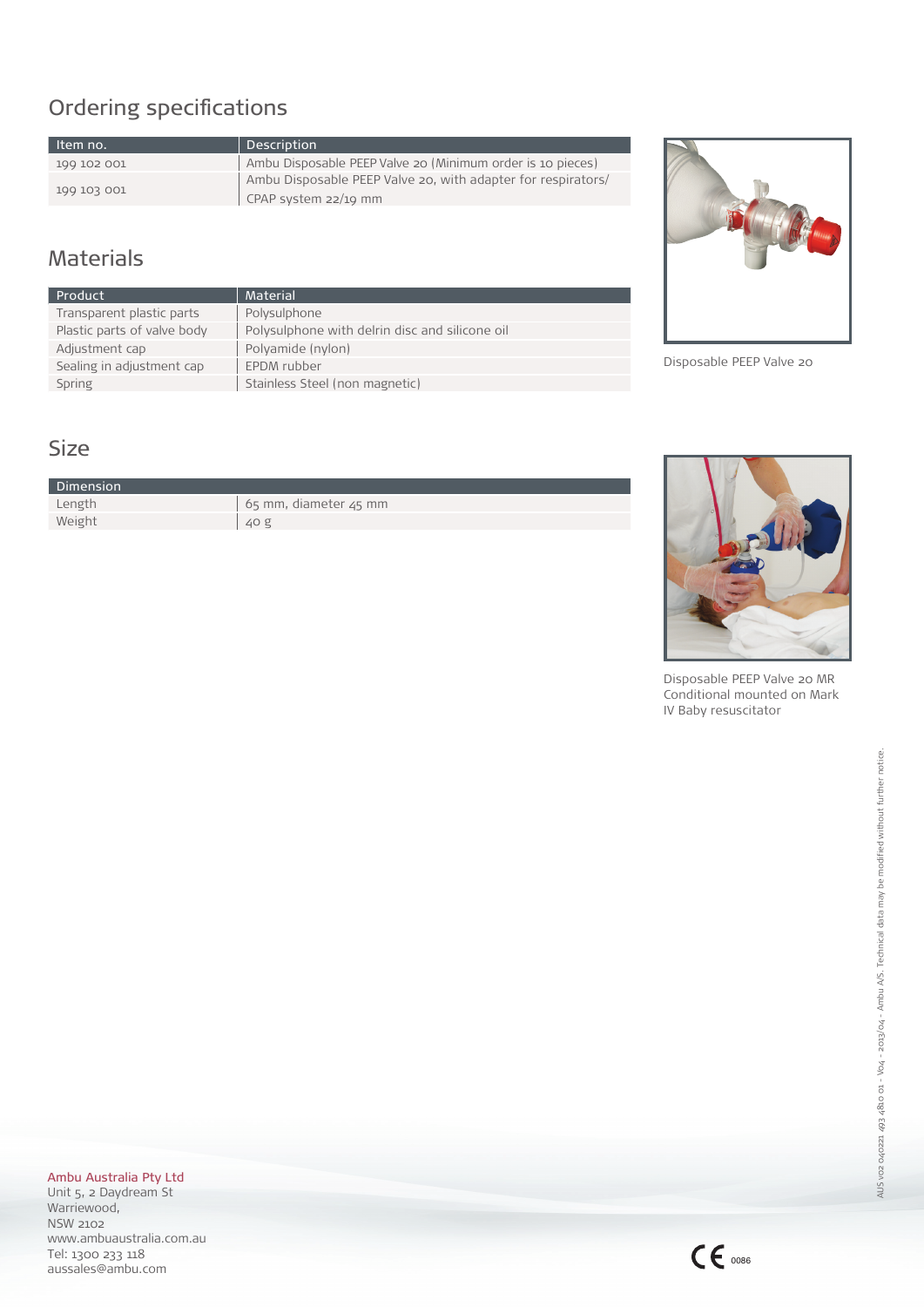## Ordering specifications

| Item no. | Description |
|---|---|
| 199 102 001 | Ambu Disposable PEEP Valve 20 (Minimum order is 10 pieces) |
| 199 103 001 | Ambu Disposable PEEP Valve 20, with adapter for respirators/ CPAP system 22/19 mm |

## Materials

| Product | Material |
|---|---|
| Transparent plastic parts | Polysulphone |
| Plastic parts of valve body | Polysulphone with delrin disc and silicone oil |
| Adjustment cap | Polyamide (nylon) |
| Sealing in adjustment cap | EPDM rubber |
| Spring | Stainless Steel (non magnetic) |

## Size

| Dimension | |
|---|---|
| Length | 65 mm, diameter 45 mm |
| Weight | 40 g |

Disposable PEEP Valve 20

Disposable PEEP Valve 20 MR Conditional mounted on Mark IV Baby resuscitator

AUS V02 042021 493 4810 01 - V04 - 2013/04 - Ambu A/S. Technical data may be modified without further notice.

Ambu Australia Pty Ltd
Unit 5, 2 Daydream St
Warriewood,
NSW 2102
www.ambuaustralia.com.au
Tel: 1300 233 118
aussales@ambu.com

CE 0086